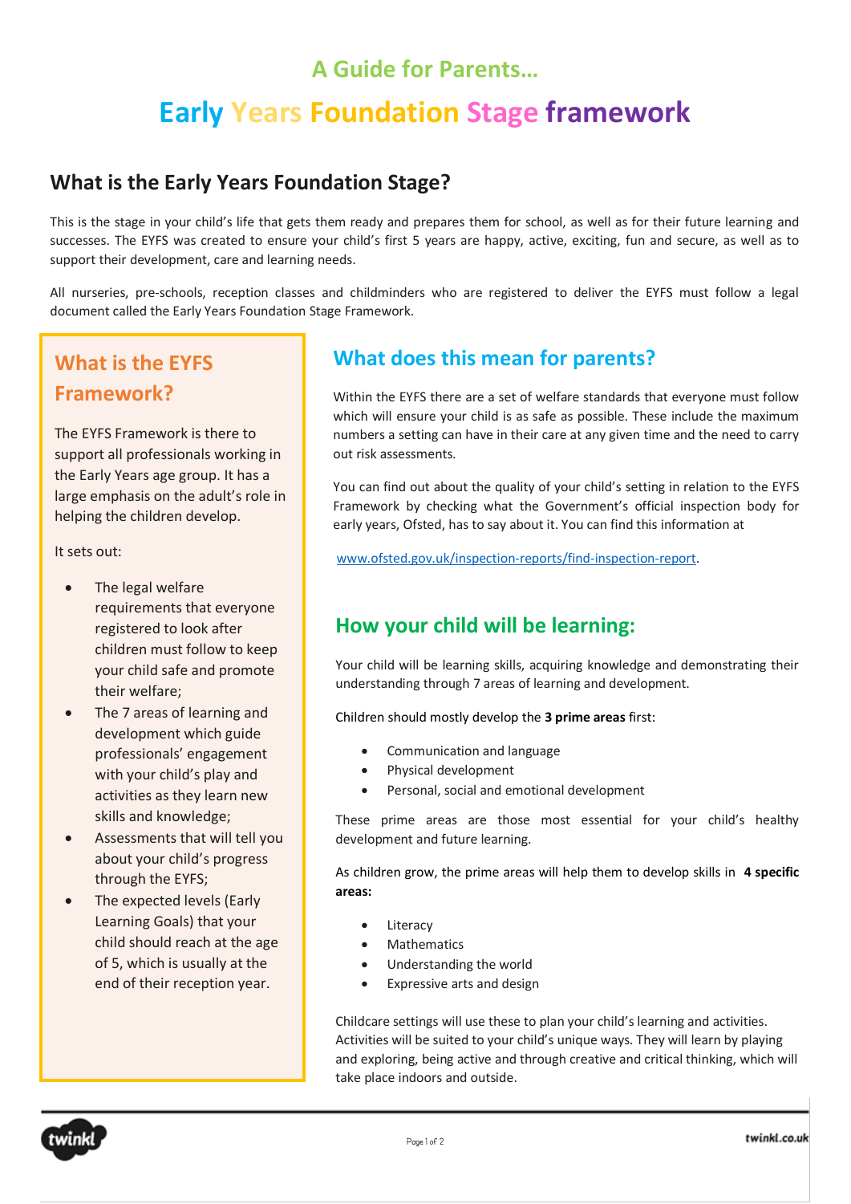## A Guide for Parents…

# Early Years Foundation Stage framework

## What is the Early Years Foundation Stage?

This is the stage in your child's life that gets them ready and prepares them for school, as well as for their future learning and successes. The EYFS was created to ensure your child's first 5 years are happy, active, exciting, fun and secure, as well as to support their development, care and learning needs.

All nurseries, pre-schools, reception classes and childminders who are registered to deliver the EYFS must follow a legal document called the Early Years Foundation Stage Framework.

### What is the EYFS Framework?

The EYFS Framework is there to support all professionals working in the Early Years age group. It has a large emphasis on the adult's role in helping the children develop.

It sets out:

- The legal welfare requirements that everyone registered to look after children must follow to keep your child safe and promote their welfare;
- The 7 areas of learning and development which guide professionals' engagement with your child's play and activities as they learn new skills and knowledge;
- Assessments that will tell you about your child's progress through the EYFS;
- The expected levels (Early Learning Goals) that your child should reach at the age of 5, which is usually at the end of their reception year.

### What does this mean for parents?

Within the EYFS there are a set of welfare standards that everyone must follow which will ensure your child is as safe as possible. These include the maximum numbers a setting can have in their care at any given time and the need to carry out risk assessments.

You can find out about the quality of your child's setting in relation to the EYFS Framework by checking what the Government's official inspection body for early years, Ofsted, has to say about it. You can find this information at

www.ofsted.gov.uk/inspection-reports/find-inspection-report.

### How your child will be learning:

Your child will be learning skills, acquiring knowledge and demonstrating their understanding through 7 areas of learning and development.

Children should mostly develop the **3 prime areas** first:

- Communication and language
- Physical development
- Personal, social and emotional development

These prime areas are those most essential for your child's healthy development and future learning.

As children grow, the prime areas will help them to develop skills in **4 specific areas:**

- Literacy
- Mathematics
- Understanding the world
- Expressive arts and design

Childcare settings will use these to plan your child's learning and activities. Activities will be suited to your child's unique ways. They will learn by playing and exploring, being active and through creative and critical thinking, which will take place indoors and outside.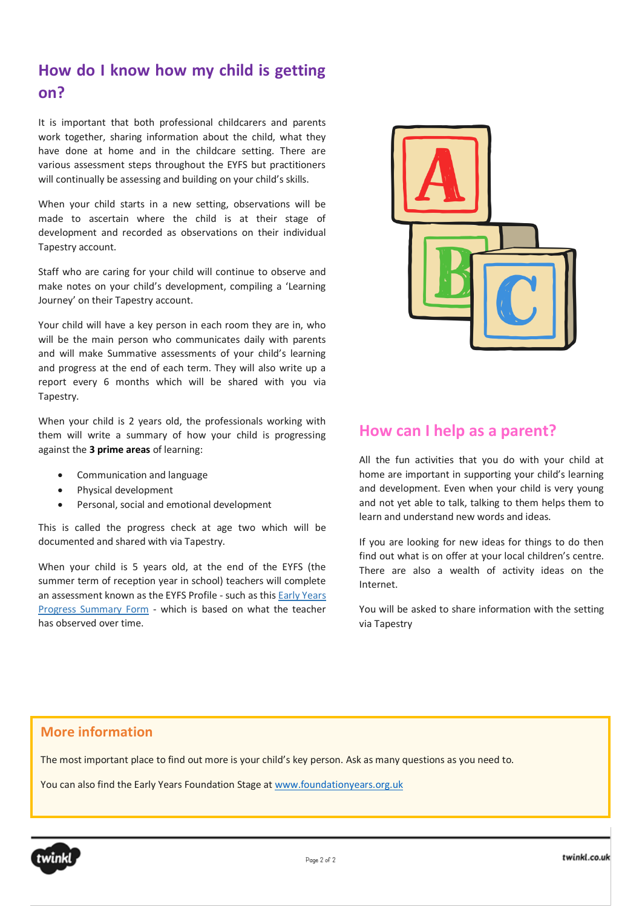## How do I know how my child is getting on?

It is important that both professional childcarers and parents work together, sharing information about the child, what they have done at home and in the childcare setting. There are various assessment steps throughout the EYFS but practitioners will continually be assessing and building on your child's skills.

When your child starts in a new setting, observations will be made to ascertain where the child is at their stage of development and recorded as observations on their individual Tapestry account.

Staff who are caring for your child will continue to observe and make notes on your child's development, compiling a 'Learning Journey' on their Tapestry account.

Your child will have a key person in each room they are in, who will be the main person who communicates daily with parents and will make Summative assessments of your child's learning and progress at the end of each term. They will also write up a report every 6 months which will be shared with you via Tapestry.

When your child is 2 years old, the professionals working with them will write a summary of how your child is progressing against the **3 prime areas** of learning:

- Communication and language
- Physical development
- Personal, social and emotional development

This is called the progress check at age two which will be documented and shared with via Tapestry.

When your child is 5 years old, at the end of the EYFS (the summer term of reception year in school) teachers will complete an assessment known as the EYFS Profile - such as this Early Years Progress Summary Form - which is based on what the teacher has observed over time.

## How can I help as a parent?

All the fun activities that you do with your child at home are important in supporting your child's learning and development. Even when your child is very young and not yet able to talk, talking to them helps them to learn and understand new words and ideas.

If you are looking for new ideas for things to do then find out what is on offer at your local children's centre. There are also a wealth of activity ideas on the Internet.

You will be asked to share information with the setting via Tapestry

## More information

The most important place to find out more is your child's key person. Ask as many questions as you need to.

You can also find the Early Years Foundation Stage at www.foundationyears.org.uk